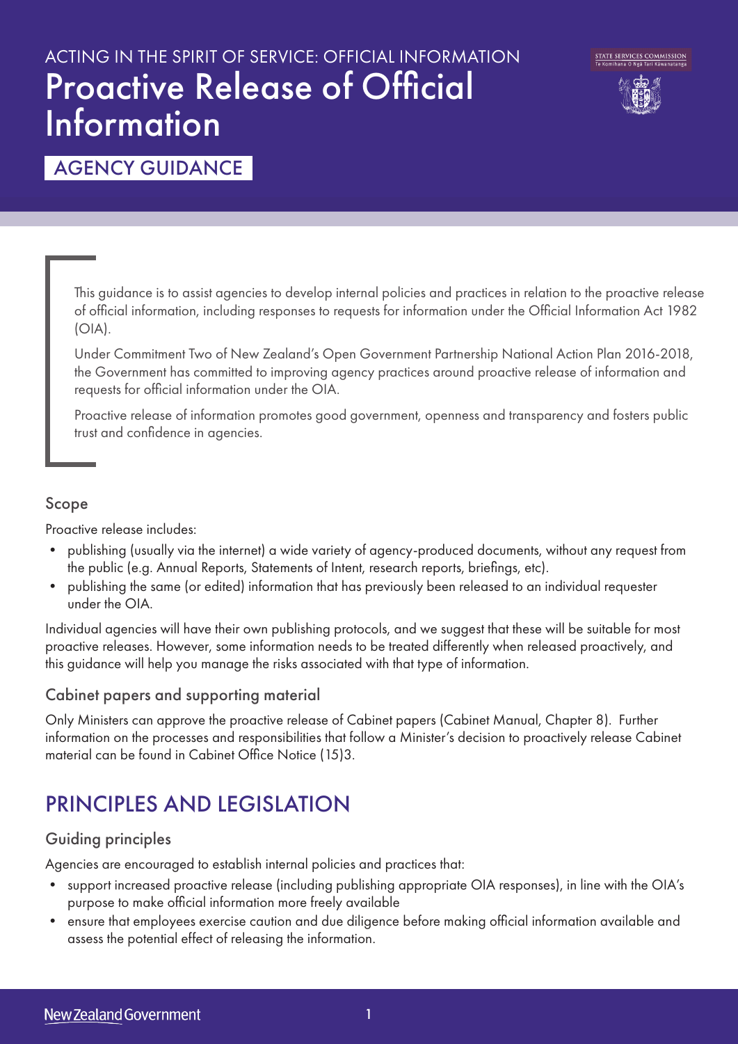ACTING IN THE SPIRIT OF SERVICE: OFFICIAL INFORMATION

# Proactive Release of Official Information

AGENCY GUIDANCE

> This guidance is to assist agencies to develop internal policies and practices in relation to the proactive release of official information, including responses to requests for information under the Official Information Act 1982 (OIA).
>
> Under Commitment Two of New Zealand's Open Government Partnership National Action Plan 2016-2018, the Government has committed to improving agency practices around proactive release of information and requests for official information under the OIA.
>
> Proactive release of information promotes good government, openness and transparency and fosters public trust and confidence in agencies.

### Scope

Proactive release includes:

- publishing (usually via the internet) a wide variety of agency-produced documents, without any request from the public (e.g. Annual Reports, Statements of Intent, research reports, briefings, etc).
- publishing the same (or edited) information that has previously been released to an individual requester under the OIA.

Individual agencies will have their own publishing protocols, and we suggest that these will be suitable for most proactive releases. However, some information needs to be treated differently when released proactively, and this guidance will help you manage the risks associated with that type of information.

### Cabinet papers and supporting material

Only Ministers can approve the proactive release of Cabinet papers (Cabinet Manual, Chapter 8). Further information on the processes and responsibilities that follow a Minister's decision to proactively release Cabinet material can be found in Cabinet Office Notice (15)3.

## PRINCIPLES AND LEGISLATION

### Guiding principles

Agencies are encouraged to establish internal policies and practices that:

- support increased proactive release (including publishing appropriate OIA responses), in line with the OIA's purpose to make official information more freely available
- ensure that employees exercise caution and due diligence before making official information available and assess the potential effect of releasing the information.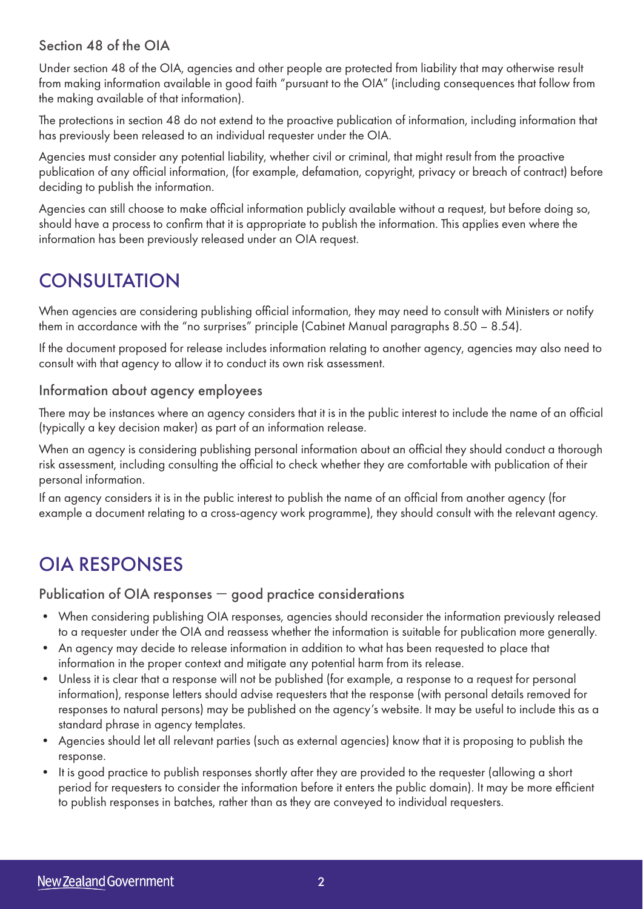### Section 48 of the OIA

Under section 48 of the OIA, agencies and other people are protected from liability that may otherwise result from making information available in good faith "pursuant to the OIA" (including consequences that follow from the making available of that information).

The protections in section 48 do not extend to the proactive publication of information, including information that has previously been released to an individual requester under the OIA.

Agencies must consider any potential liability, whether civil or criminal, that might result from the proactive publication of any official information, (for example, defamation, copyright, privacy or breach of contract) before deciding to publish the information.

Agencies can still choose to make official information publicly available without a request, but before doing so, should have a process to confirm that it is appropriate to publish the information. This applies even where the information has been previously released under an OIA request.

## CONSULTATION

When agencies are considering publishing official information, they may need to consult with Ministers or notify them in accordance with the "no surprises" principle (Cabinet Manual paragraphs 8.50 – 8.54).

If the document proposed for release includes information relating to another agency, agencies may also need to consult with that agency to allow it to conduct its own risk assessment.

### Information about agency employees

There may be instances where an agency considers that it is in the public interest to include the name of an official (typically a key decision maker) as part of an information release.

When an agency is considering publishing personal information about an official they should conduct a thorough risk assessment, including consulting the official to check whether they are comfortable with publication of their personal information.

If an agency considers it is in the public interest to publish the name of an official from another agency (for example a document relating to a cross-agency work programme), they should consult with the relevant agency.

## OIA RESPONSES

### Publication of OIA responses – good practice considerations

- When considering publishing OIA responses, agencies should reconsider the information previously released to a requester under the OIA and reassess whether the information is suitable for publication more generally.
- An agency may decide to release information in addition to what has been requested to place that information in the proper context and mitigate any potential harm from its release.
- Unless it is clear that a response will not be published (for example, a response to a request for personal information), response letters should advise requesters that the response (with personal details removed for responses to natural persons) may be published on the agency's website. It may be useful to include this as a standard phrase in agency templates.
- Agencies should let all relevant parties (such as external agencies) know that it is proposing to publish the response.
- It is good practice to publish responses shortly after they are provided to the requester (allowing a short period for requesters to consider the information before it enters the public domain). It may be more efficient to publish responses in batches, rather than as they are conveyed to individual requesters.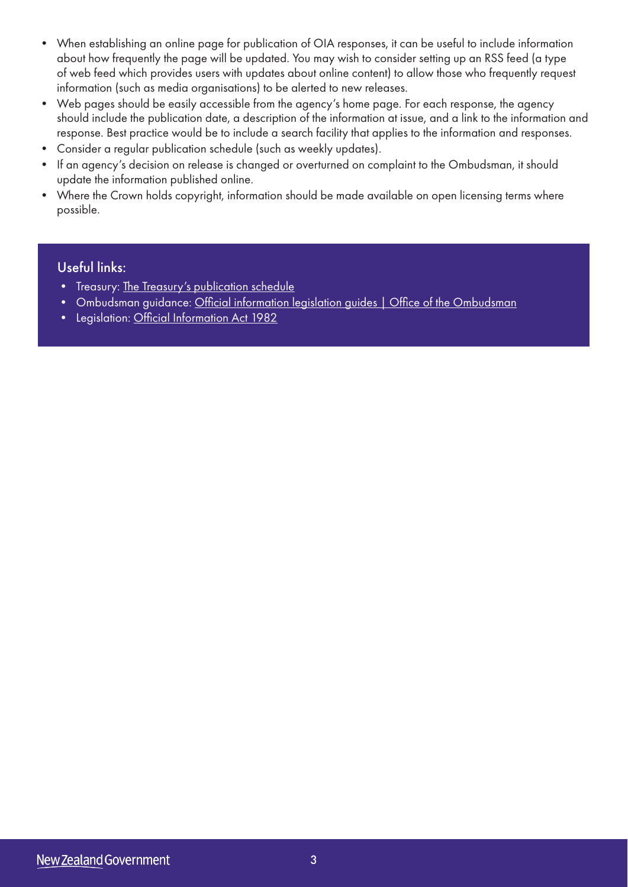- When establishing an online page for publication of OIA responses, it can be useful to include information about how frequently the page will be updated. You may wish to consider setting up an RSS feed (a type of web feed which provides users with updates about online content) to allow those who frequently request information (such as media organisations) to be alerted to new releases.
- Web pages should be easily accessible from the agency's home page. For each response, the agency should include the publication date, a description of the information at issue, and a link to the information and response. Best practice would be to include a search facility that applies to the information and responses.
- Consider a regular publication schedule (such as weekly updates).
- If an agency's decision on release is changed or overturned on complaint to the Ombudsman, it should update the information published online.
- Where the Crown holds copyright, information should be made available on open licensing terms where possible.

## Useful links:

- Treasury: The Treasury's publication schedule
- Ombudsman guidance: Official information legislation guides | Office of the Ombudsman
- Legislation: Official Information Act 1982